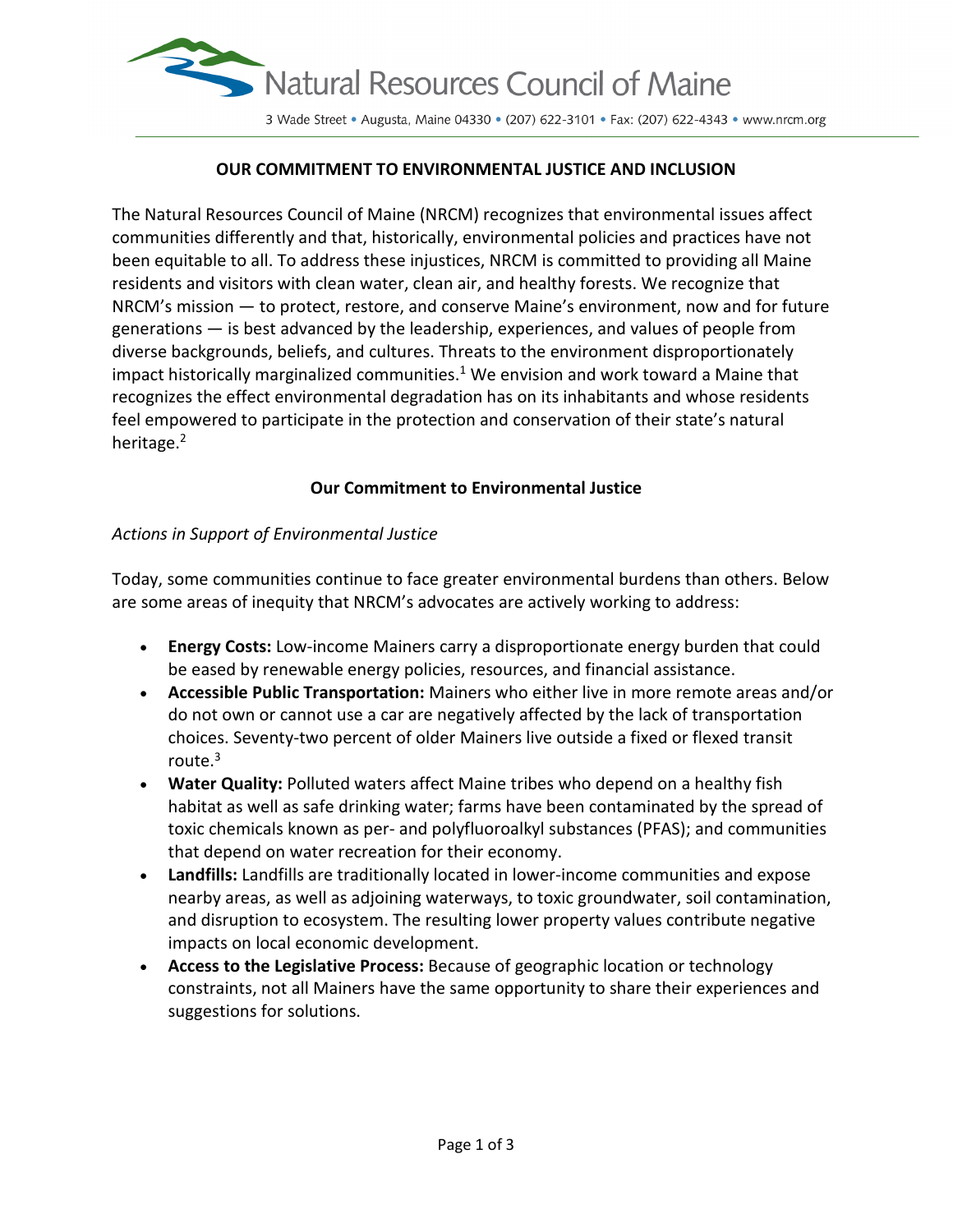Natural Resources Council of Maine

3 Wade Street • Augusta, Maine 04330 • (207) 622-3101 • Fax: (207) 622-4343 • www.nrcm.org

## OUR COMMITMENT TO ENVIRONMENTAL JUSTICE AND INCLUSION

The Natural Resources Council of Maine (NRCM) recognizes that environmental issues affect communities differently and that, historically, environmental policies and practices have not been equitable to all. To address these injustices, NRCM is committed to providing all Maine residents and visitors with clean water, clean air, and healthy forests. We recognize that NRCM's mission — to protect, restore, and conserve Maine's environment, now and for future generations — is best advanced by the leadership, experiences, and values of people from diverse backgrounds, beliefs, and cultures. Threats to the environment disproportionately impact historically marginalized communities.[1] We envision and work toward a Maine that recognizes the effect environmental degradation has on its inhabitants and whose residents feel empowered to participate in the protection and conservation of their state's natural heritage.[2]

### Our Commitment to Environmental Justice

*Actions in Support of Environmental Justice*

Today, some communities continue to face greater environmental burdens than others. Below are some areas of inequity that NRCM's advocates are actively working to address:

- **Energy Costs:** Low-income Mainers carry a disproportionate energy burden that could be eased by renewable energy policies, resources, and financial assistance.
- **Accessible Public Transportation:** Mainers who either live in more remote areas and/or do not own or cannot use a car are negatively affected by the lack of transportation choices. Seventy-two percent of older Mainers live outside a fixed or flexed transit route.[3]
- **Water Quality:** Polluted waters affect Maine tribes who depend on a healthy fish habitat as well as safe drinking water; farms have been contaminated by the spread of toxic chemicals known as per- and polyfluoroalkyl substances (PFAS); and communities that depend on water recreation for their economy.
- **Landfills:** Landfills are traditionally located in lower-income communities and expose nearby areas, as well as adjoining waterways, to toxic groundwater, soil contamination, and disruption to ecosystem. The resulting lower property values contribute negative impacts on local economic development.
- **Access to the Legislative Process:** Because of geographic location or technology constraints, not all Mainers have the same opportunity to share their experiences and suggestions for solutions.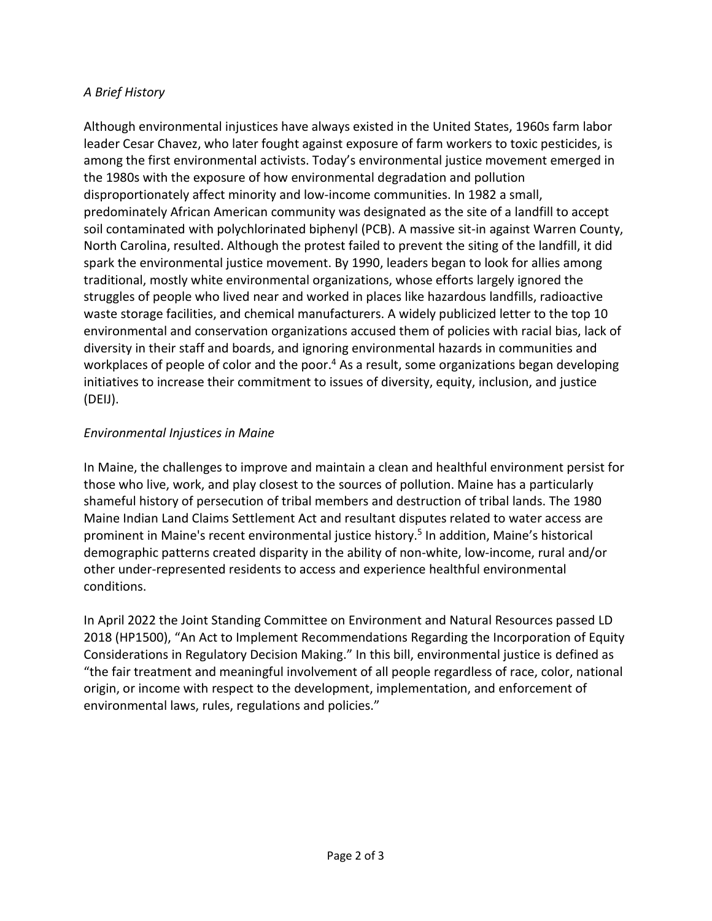*A Brief History*

Although environmental injustices have always existed in the United States, 1960s farm labor leader Cesar Chavez, who later fought against exposure of farm workers to toxic pesticides, is among the first environmental activists. Today's environmental justice movement emerged in the 1980s with the exposure of how environmental degradation and pollution disproportionately affect minority and low-income communities. In 1982 a small, predominately African American community was designated as the site of a landfill to accept soil contaminated with polychlorinated biphenyl (PCB). A massive sit-in against Warren County, North Carolina, resulted. Although the protest failed to prevent the siting of the landfill, it did spark the environmental justice movement. By 1990, leaders began to look for allies among traditional, mostly white environmental organizations, whose efforts largely ignored the struggles of people who lived near and worked in places like hazardous landfills, radioactive waste storage facilities, and chemical manufacturers. A widely publicized letter to the top 10 environmental and conservation organizations accused them of policies with racial bias, lack of diversity in their staff and boards, and ignoring environmental hazards in communities and workplaces of people of color and the poor.[4] As a result, some organizations began developing initiatives to increase their commitment to issues of diversity, equity, inclusion, and justice (DEIJ).

*Environmental Injustices in Maine*

In Maine, the challenges to improve and maintain a clean and healthful environment persist for those who live, work, and play closest to the sources of pollution. Maine has a particularly shameful history of persecution of tribal members and destruction of tribal lands. The 1980 Maine Indian Land Claims Settlement Act and resultant disputes related to water access are prominent in Maine's recent environmental justice history.[5] In addition, Maine's historical demographic patterns created disparity in the ability of non-white, low-income, rural and/or other under-represented residents to access and experience healthful environmental conditions.

In April 2022 the Joint Standing Committee on Environment and Natural Resources passed LD 2018 (HP1500), "An Act to Implement Recommendations Regarding the Incorporation of Equity Considerations in Regulatory Decision Making." In this bill, environmental justice is defined as "the fair treatment and meaningful involvement of all people regardless of race, color, national origin, or income with respect to the development, implementation, and enforcement of environmental laws, rules, regulations and policies."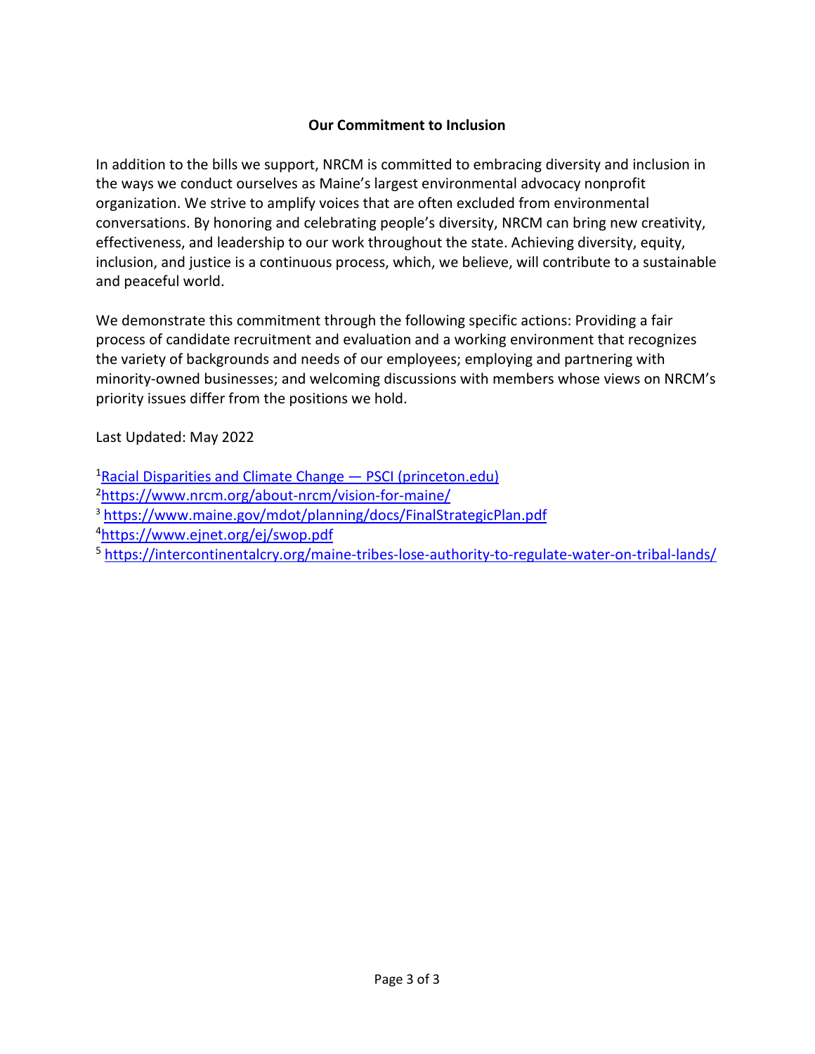## Our Commitment to Inclusion

In addition to the bills we support, NRCM is committed to embracing diversity and inclusion in the ways we conduct ourselves as Maine's largest environmental advocacy nonprofit organization. We strive to amplify voices that are often excluded from environmental conversations. By honoring and celebrating people's diversity, NRCM can bring new creativity, effectiveness, and leadership to our work throughout the state. Achieving diversity, equity, inclusion, and justice is a continuous process, which, we believe, will contribute to a sustainable and peaceful world.

We demonstrate this commitment through the following specific actions: Providing a fair process of candidate recruitment and evaluation and a working environment that recognizes the variety of backgrounds and needs of our employees; employing and partnering with minority-owned businesses; and welcoming discussions with members whose views on NRCM's priority issues differ from the positions we hold.

Last Updated: May 2022

[1] Racial Disparities and Climate Change — PSCI (princeton.edu)
[2] https://www.nrcm.org/about-nrcm/vision-for-maine/
[3] https://www.maine.gov/mdot/planning/docs/FinalStrategicPlan.pdf
[4] https://www.ejnet.org/ej/swop.pdf
[5] https://intercontinentalcry.org/maine-tribes-lose-authority-to-regulate-water-on-tribal-lands/